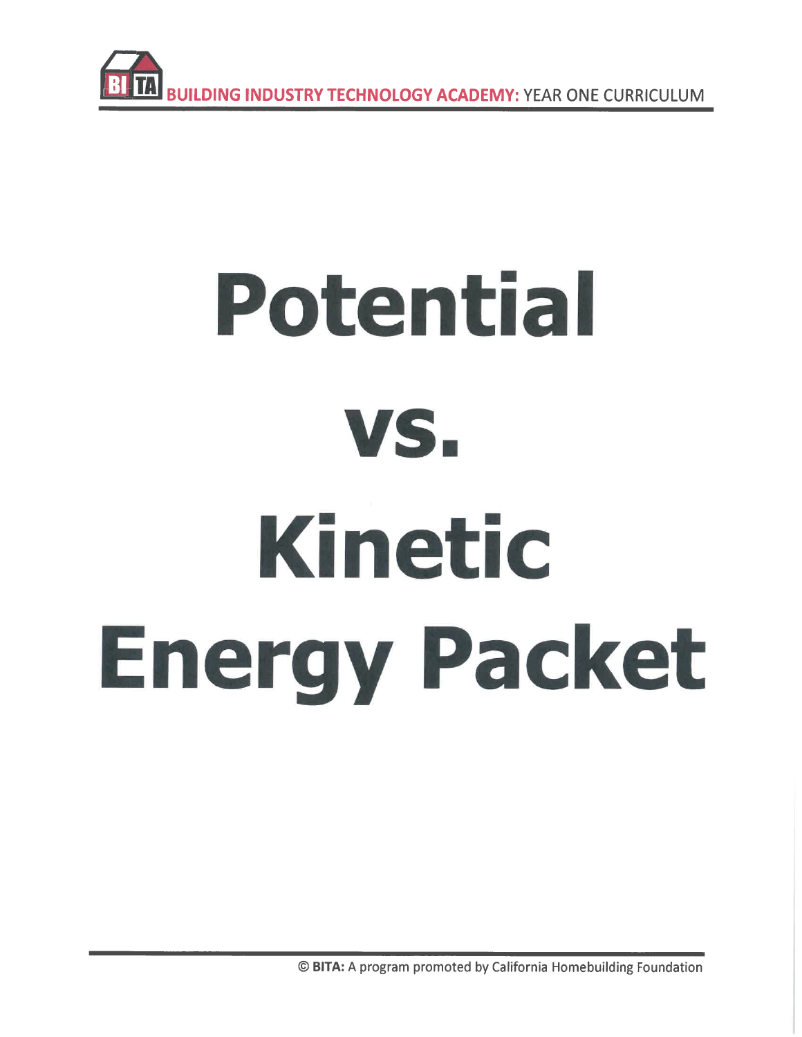# Potential vs. Kinetic Energy Packet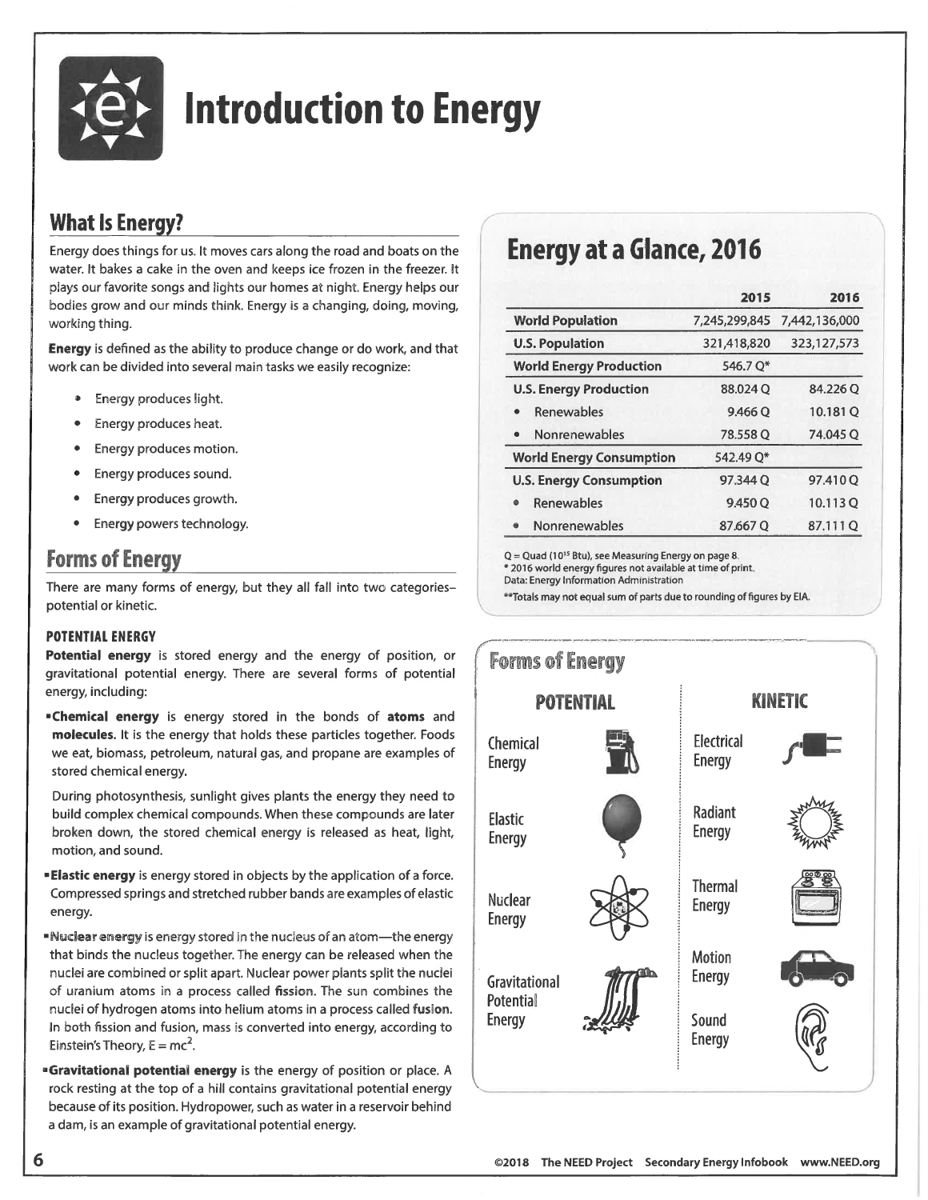# Introduction to Energy

## What Is Energy?

Energy does things for us. It moves cars along the road and boats on the water. It bakes a cake in the oven and keeps ice frozen in the freezer. It plays our favorite songs and lights our homes at night. Energy helps our bodies grow and our minds think. Energy is a changing, doing, moving, working thing.

**Energy** is defined as the ability to produce change or do work, and that work can be divided into several main tasks we easily recognize:

- Energy produces light.
- Energy produces heat.
- Energy produces motion.
- Energy produces sound.
- Energy produces growth.
- Energy powers technology.

## Forms of Energy

There are many forms of energy, but they all fall into two categories–potential or kinetic.

### POTENTIAL ENERGY

**Potential energy** is stored energy and the energy of position, or gravitational potential energy. There are several forms of potential energy, including:

- **Chemical energy** is energy stored in the bonds of **atoms** and **molecules.** It is the energy that holds these particles together. Foods we eat, biomass, petroleum, natural gas, and propane are examples of stored chemical energy.

  During photosynthesis, sunlight gives plants the energy they need to build complex chemical compounds. When these compounds are later broken down, the stored chemical energy is released as heat, light, motion, and sound.

- **Elastic energy** is energy stored in objects by the application of a force. Compressed springs and stretched rubber bands are examples of elastic energy.

- **Nuclear energy** is energy stored in the nucleus of an atom—the energy that binds the nucleus together. The energy can be released when the nuclei are combined or split apart. Nuclear power plants split the nuclei of uranium atoms in a process called **fission.** The sun combines the nuclei of hydrogen atoms into helium atoms in a process called **fusion.** In both fission and fusion, mass is converted into energy, according to Einstein's Theory, $E = mc^2$.

- **Gravitational potential energy** is the energy of position or place. A rock resting at the top of a hill contains gravitational potential energy because of its position. Hydropower, such as water in a reservoir behind a dam, is an example of gravitational potential energy.

## Energy at a Glance, 2016

| | 2015 | 2016 |
|---|---|---|
| **World Population** | 7,245,299,845 | 7,442,136,000 |
| **U.S. Population** | 321,418,820 | 323,127,573 |
| **World Energy Production** | 546.7 Q* | |
| **U.S. Energy Production** | 88.024 Q | 84.226 Q |
| • Renewables | 9.466 Q | 10.181 Q |
| • Nonrenewables | 78.558 Q | 74.045 Q |
| **World Energy Consumption** | 542.49 Q* | |
| **U.S. Energy Consumption** | 97.344 Q | 97.410 Q |
| • Renewables | 9.450 Q | 10.113 Q |
| • Nonrenewables | 87.667 Q | 87.111 Q |

Q = Quad ($10^{15}$ Btu), see Measuring Energy on page 8.
* 2016 world energy figures not available at time of print.
Data: Energy Information Administration
**Totals may not equal sum of parts due to rounding of figures by EIA.

## Forms of Energy

| POTENTIAL | KINETIC |
|---|---|
| Chemical Energy | Electrical Energy |
| Elastic Energy | Radiant Energy |
| Nuclear Energy | Thermal Energy |
| Gravitational Potential Energy | Motion Energy |
| | Sound Energy |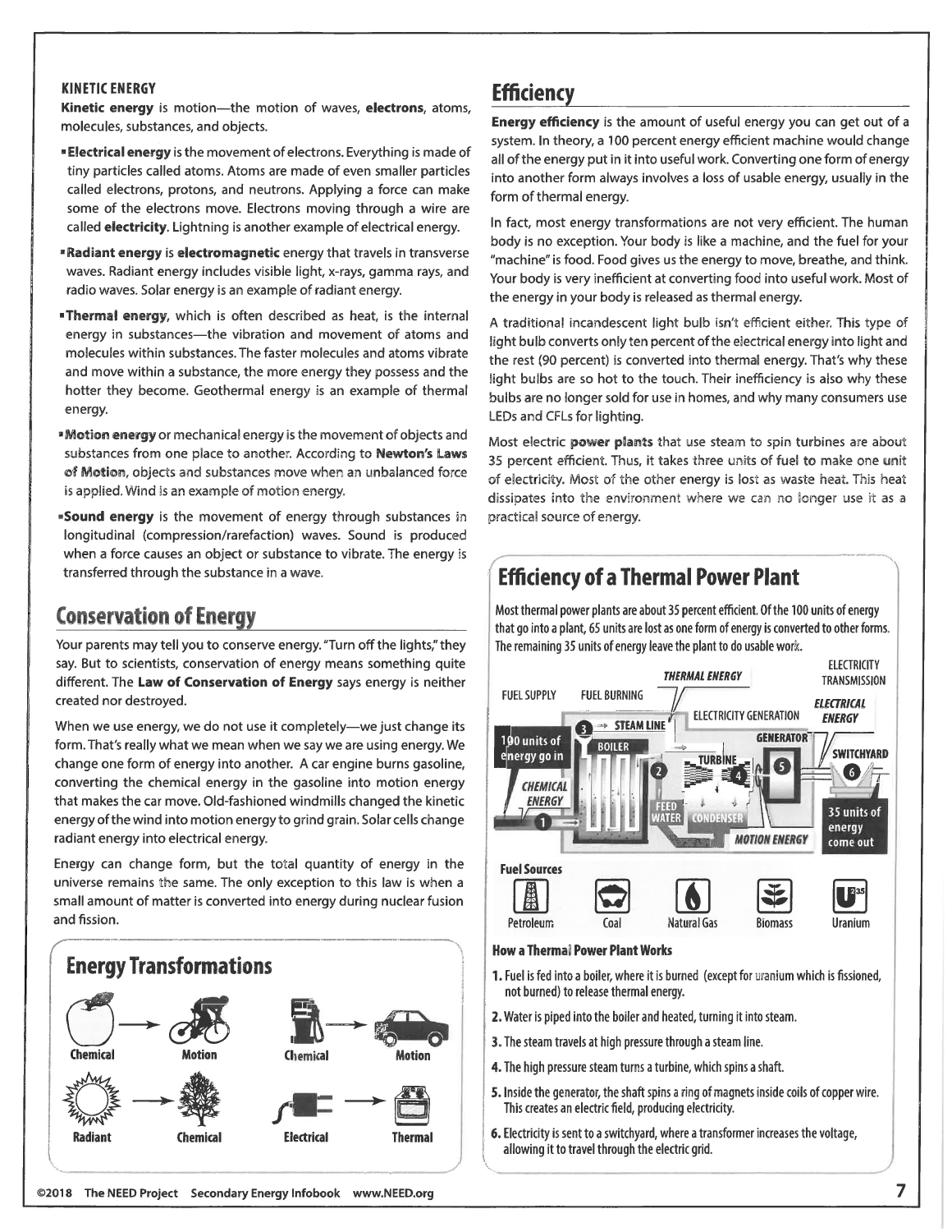### KINETIC ENERGY

**Kinetic energy** is motion—the motion of waves, **electrons**, atoms, molecules, substances, and objects.

- **Electrical energy** is the movement of electrons. Everything is made of tiny particles called atoms. Atoms are made of even smaller particles called electrons, protons, and neutrons. Applying a force can make some of the electrons move. Electrons moving through a wire are called **electricity**. Lightning is another example of electrical energy.
- **Radiant energy** is **electromagnetic** energy that travels in transverse waves. Radiant energy includes visible light, x-rays, gamma rays, and radio waves. Solar energy is an example of radiant energy.
- **Thermal energy**, which is often described as heat, is the internal energy in substances—the vibration and movement of atoms and molecules within substances. The faster molecules and atoms vibrate and move within a substance, the more energy they possess and the hotter they become. Geothermal energy is an example of thermal energy.
- **Motion energy** or mechanical energy is the movement of objects and substances from one place to another. According to **Newton's Laws of Motion**, objects and substances move when an unbalanced force is applied. Wind is an example of motion energy.
- **Sound energy** is the movement of energy through substances in longitudinal (compression/rarefaction) waves. Sound is produced when a force causes an object or substance to vibrate. The energy is transferred through the substance in a wave.

## Conservation of Energy

Your parents may tell you to conserve energy. "Turn off the lights," they say. But to scientists, conservation of energy means something quite different. The **Law of Conservation of Energy** says energy is neither created nor destroyed.

When we use energy, we do not use it completely—we just change its form. That's really what we mean when we say we are using energy. We change one form of energy into another. A car engine burns gasoline, converting the chemical energy in the gasoline into motion energy that makes the car move. Old-fashioned windmills changed the kinetic energy of the wind into motion energy to grind grain. Solar cells change radiant energy into electrical energy.

Energy can change form, but the total quantity of energy in the universe remains the same. The only exception to this law is when a small amount of matter is converted into energy during nuclear fusion and fission.

## Energy Transformations

Chemical → Motion

Chemical → Motion

Radiant → Chemical

Electrical → Thermal

## Efficiency

**Energy efficiency** is the amount of useful energy you can get out of a system. In theory, a 100 percent energy efficient machine would change all of the energy put in it into useful work. Converting one form of energy into another form always involves a loss of usable energy, usually in the form of thermal energy.

In fact, most energy transformations are not very efficient. The human body is no exception. Your body is like a machine, and the fuel for your "machine" is food. Food gives us the energy to move, breathe, and think. Your body is very inefficient at converting food into useful work. Most of the energy in your body is released as thermal energy.

A traditional incandescent light bulb isn't efficient either. This type of light bulb converts only ten percent of the electrical energy into light and the rest (90 percent) is converted into thermal energy. That's why these light bulbs are so hot to the touch. Their inefficiency is also why these bulbs are no longer sold for use in homes, and why many consumers use LEDs and CFLs for lighting.

Most electric **power plants** that use steam to spin turbines are about 35 percent efficient. Thus, it takes three units of fuel to make one unit of electricity. Most of the other energy is lost as waste heat. This heat dissipates into the environment where we can no longer use it as a practical source of energy.

## Efficiency of a Thermal Power Plant

Most thermal power plants are about 35 percent efficient. Of the 100 units of energy that go into a plant, 65 units are lost as one form of energy is converted to other forms. The remaining 35 units of energy leave the plant to do usable work.

FUEL SUPPLY — FUEL BURNING — THERMAL ENERGY — ELECTRICITY GENERATION — ELECTRICITY TRANSMISSION — ELECTRICAL ENERGY

100 units of energy go in — CHEMICAL ENERGY — 1 — BOILER — 2 — 3 STEAM LINE — TURBINE — 4 — GENERATOR — 5 — SWITCHYARD — 6 — FEED WATER — CONDENSER — MOTION ENERGY — 35 units of energy come out

**Fuel Sources**

Petroleum, Coal, Natural Gas, Biomass, Uranium

**How a Thermal Power Plant Works**

1. Fuel is fed into a boiler, where it is burned (except for uranium which is fissioned, not burned) to release thermal energy.
2. Water is piped into the boiler and heated, turning it into steam.
3. The steam travels at high pressure through a steam line.
4. The high pressure steam turns a turbine, which spins a shaft.
5. Inside the generator, the shaft spins a ring of magnets inside coils of copper wire. This creates an electric field, producing electricity.
6. Electricity is sent to a switchyard, where a transformer increases the voltage, allowing it to travel through the electric grid.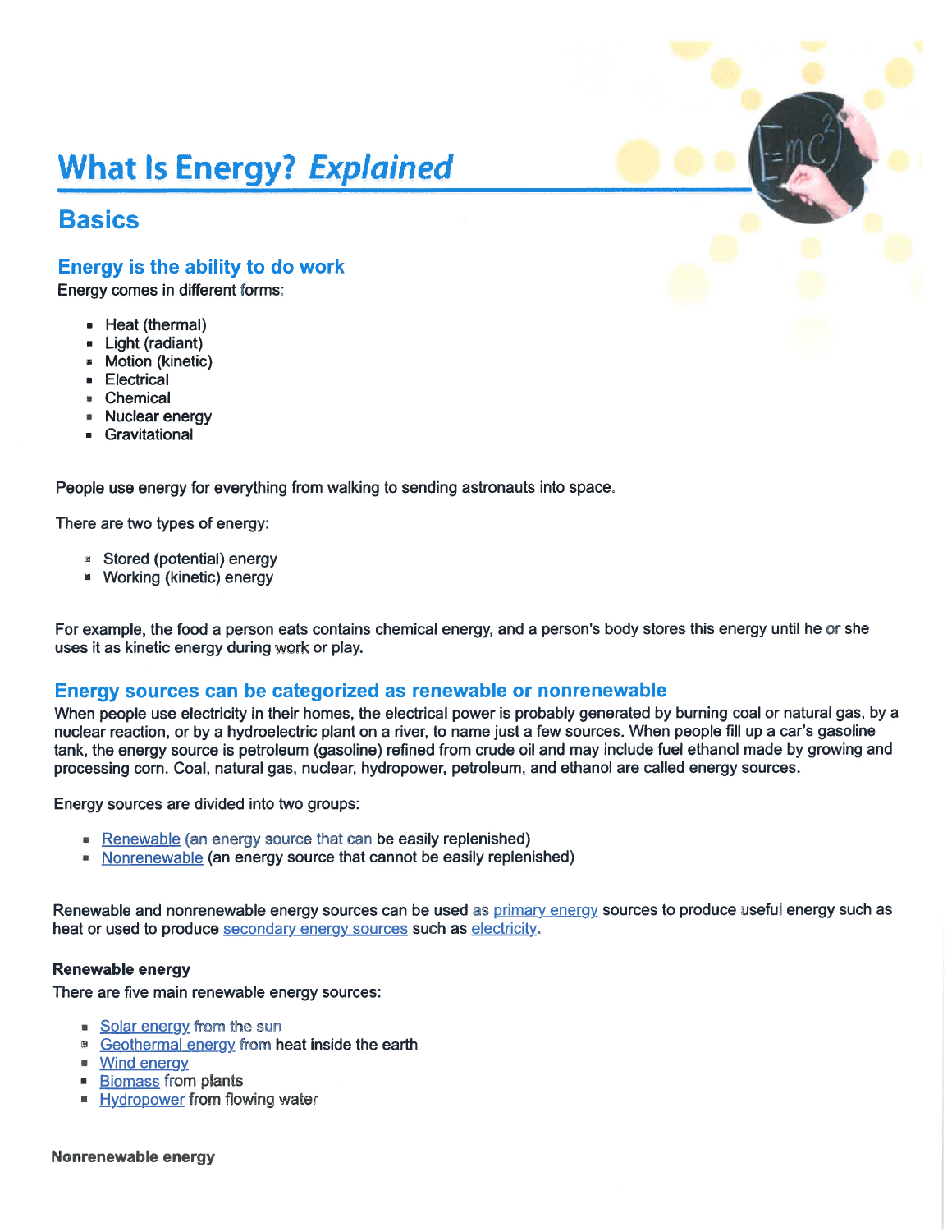# What Is Energy? *Explained*

## Basics

### Energy is the ability to do work

Energy comes in different forms:

- Heat (thermal)
- Light (radiant)
- Motion (kinetic)
- Electrical
- Chemical
- Nuclear energy
- Gravitational

People use energy for everything from walking to sending astronauts into space.

There are two types of energy:

- Stored (potential) energy
- Working (kinetic) energy

For example, the food a person eats contains chemical energy, and a person's body stores this energy until he or she uses it as kinetic energy during work or play.

### Energy sources can be categorized as renewable or nonrenewable

When people use electricity in their homes, the electrical power is probably generated by burning coal or natural gas, by a nuclear reaction, or by a hydroelectric plant on a river, to name just a few sources. When people fill up a car's gasoline tank, the energy source is petroleum (gasoline) refined from crude oil and may include fuel ethanol made by growing and processing corn. Coal, natural gas, nuclear, hydropower, petroleum, and ethanol are called energy sources.

Energy sources are divided into two groups:

- Renewable (an energy source that can be easily replenished)
- Nonrenewable (an energy source that cannot be easily replenished)

Renewable and nonrenewable energy sources can be used as primary energy sources to produce useful energy such as heat or used to produce secondary energy sources such as electricity.

**Renewable energy**

There are five main renewable energy sources:

- Solar energy from the sun
- Geothermal energy from heat inside the earth
- Wind energy
- Biomass from plants
- Hydropower from flowing water

**Nonrenewable energy**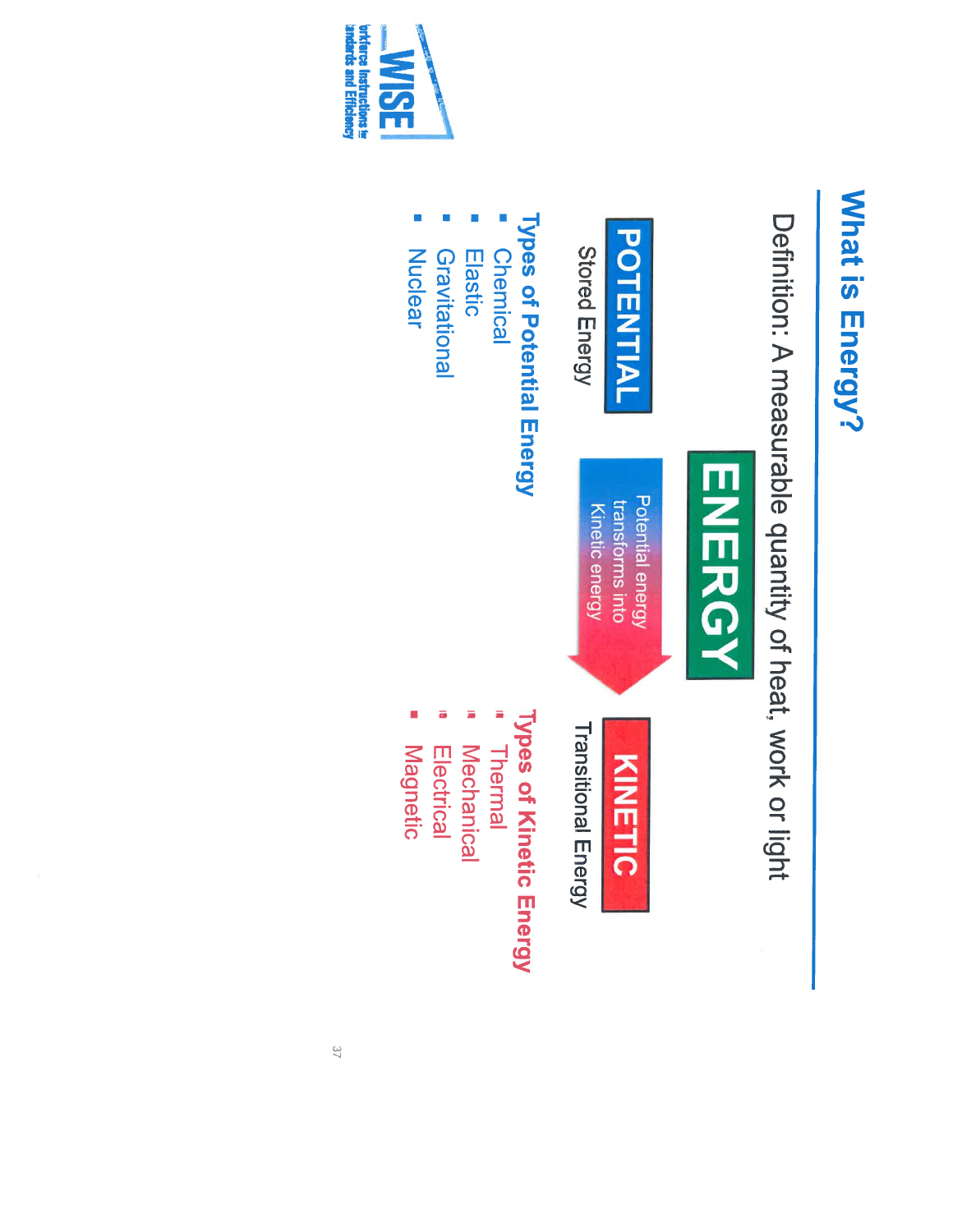# What is Energy?

Definition: A measurable quantity of heat, work or light

**ENERGY**

**POTENTIAL**
Stored Energy

Potential energy transforms into Kinetic energy

**KINETIC**
Transitional Energy

**Types of Potential Energy**

- Chemical
- Elastic
- Gravitational
- Nuclear

**Types of Kinetic Energy**

- Thermal
- Mechanical
- Electrical
- Magnetic

WISE
orkforce Instructions for
andards and Efficiency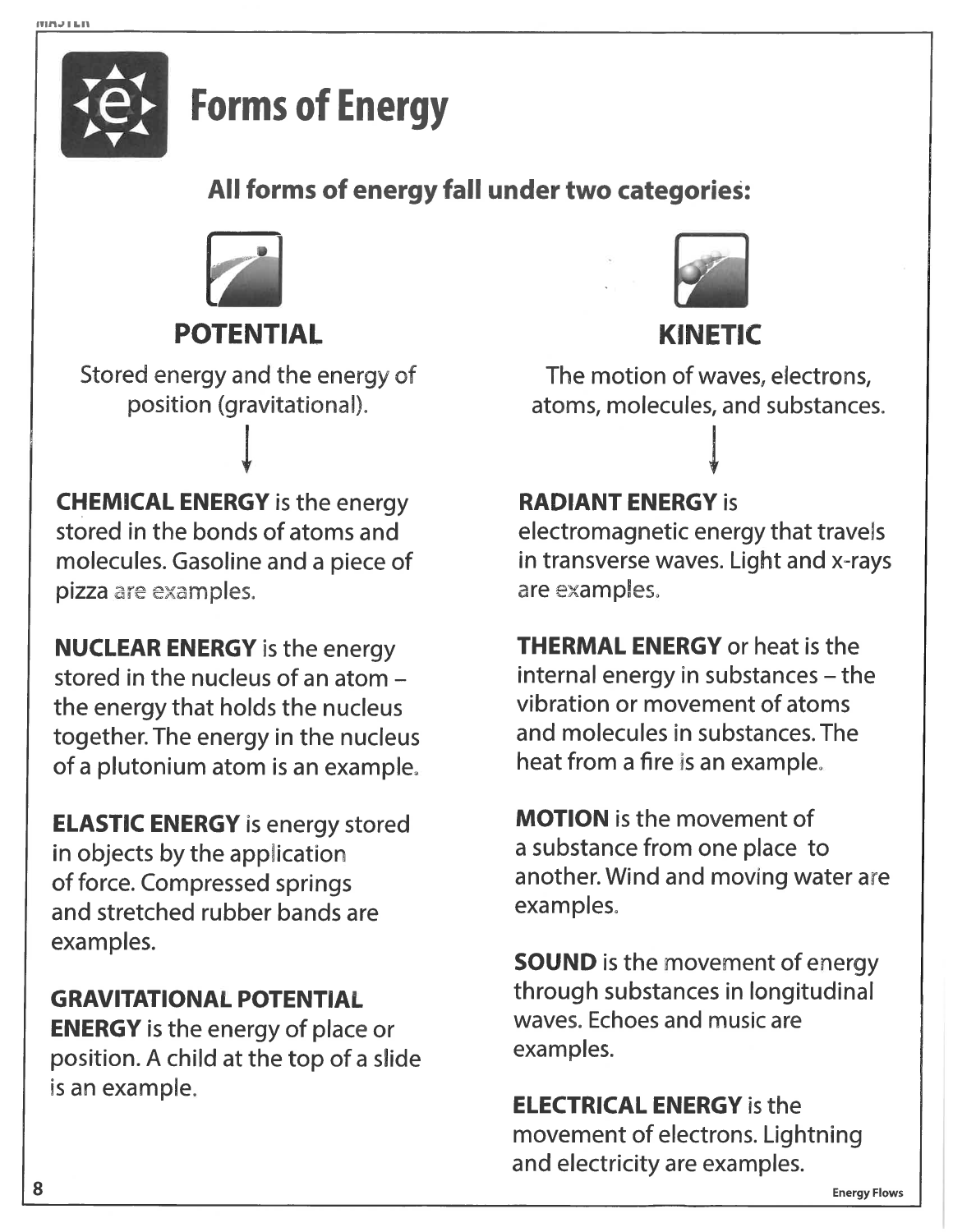# Forms of Energy

## All forms of energy fall under two categories:

### POTENTIAL

Stored energy and the energy of position (gravitational).

**CHEMICAL ENERGY** is the energy stored in the bonds of atoms and molecules. Gasoline and a piece of pizza are examples.

**NUCLEAR ENERGY** is the energy stored in the nucleus of an atom – the energy that holds the nucleus together. The energy in the nucleus of a plutonium atom is an example.

**ELASTIC ENERGY** is energy stored in objects by the application of force. Compressed springs and stretched rubber bands are examples.

**GRAVITATIONAL POTENTIAL ENERGY** is the energy of place or position. A child at the top of a slide is an example.

### KINETIC

The motion of waves, electrons, atoms, molecules, and substances.

**RADIANT ENERGY** is electromagnetic energy that travels in transverse waves. Light and x-rays are examples.

**THERMAL ENERGY** or heat is the internal energy in substances – the vibration or movement of atoms and molecules in substances. The heat from a fire is an example.

**MOTION** is the movement of a substance from one place to another. Wind and moving water are examples.

**SOUND** is the movement of energy through substances in longitudinal waves. Echoes and music are examples.

**ELECTRICAL ENERGY** is the movement of electrons. Lightning and electricity are examples.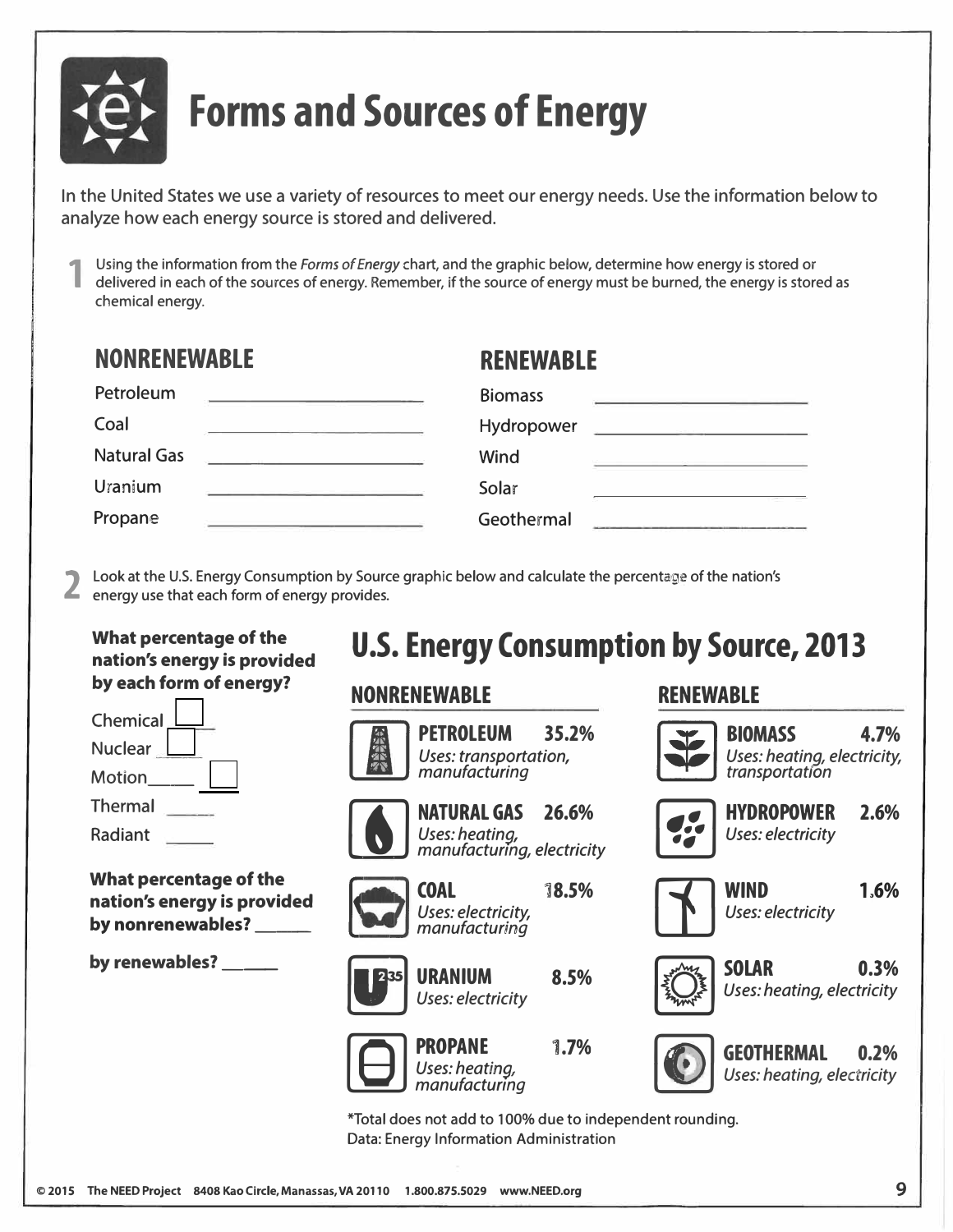# Forms and Sources of Energy

In the United States we use a variety of resources to meet our energy needs. Use the information below to analyze how each energy source is stored and delivered.

**1** Using the information from the *Forms of Energy* chart, and the graphic below, determine how energy is stored or delivered in each of the sources of energy. Remember, if the source of energy must be burned, the energy is stored as chemical energy.

| NONRENEWABLE | | RENEWABLE | |
|---|---|---|---|
| Petroleum | ____________ | Biomass | ____________ |
| Coal | ____________ | Hydropower | ____________ |
| Natural Gas | ____________ | Wind | ____________ |
| Uranium | ____________ | Solar | ____________ |
| Propane | ____________ | Geothermal | ____________ |

**2** Look at the U.S. Energy Consumption by Source graphic below and calculate the percentage of the nation's energy use that each form of energy provides.

**What percentage of the nation's energy is provided by each form of energy?**

Chemical _____

Nuclear _____

Motion _____

Thermal _____

Radiant _____

**What percentage of the nation's energy is provided by nonrenewables?** _____

**by renewables?** _____

## U.S. Energy Consumption by Source, 2013

### NONRENEWABLE

**PETROLEUM** 35.2%
*Uses: transportation, manufacturing*

**NATURAL GAS** 26.6%
*Uses: heating, manufacturing, electricity*

**COAL** 18.5%
*Uses: electricity, manufacturing*

**URANIUM** 8.5%
*Uses: electricity*

**PROPANE** 1.7%
*Uses: heating, manufacturing*

### RENEWABLE

**BIOMASS** 4.7%
*Uses: heating, electricity, transportation*

**HYDROPOWER** 2.6%
*Uses: electricity*

**WIND** 1.6%
*Uses: electricity*

**SOLAR** 0.3%
*Uses: heating, electricity*

**GEOTHERMAL** 0.2%
*Uses: heating, electricity*

*Total does not add to 100% due to independent rounding.
Data: Energy Information Administration